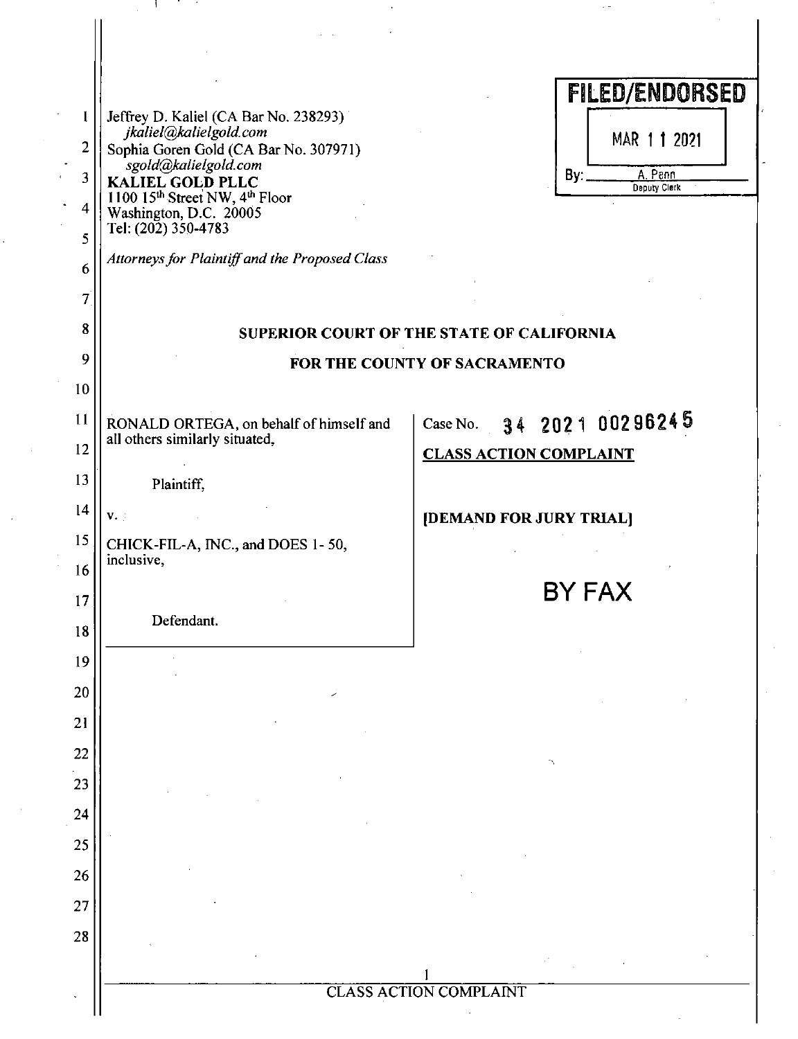Jeffrey D. Kaliel (CA Bar No. 238293)
*jkaliel@kalielgold.com*
Sophia Goren Gold (CA Bar No. 307971)
*sgold@kalielgold.com*
**KALIEL GOLD PLLC**
1100 15th Street NW, 4th Floor
Washington, D.C. 20005
Tel: (202) 350-4783

*Attorneys for Plaintiff and the Proposed Class*

**FILED/ENDORSED**
MAR 11 2021
By: A. Penn, Deputy Clerk

**SUPERIOR COURT OF THE STATE OF CALIFORNIA**

**FOR THE COUNTY OF SACRAMENTO**

RONALD ORTEGA, on behalf of himself and all others similarly situated,

Plaintiff,

v.

CHICK-FIL-A, INC., and DOES 1- 50, inclusive,

Defendant.

Case No. 34 2021 00296245

**CLASS ACTION COMPLAINT**

**[DEMAND FOR JURY TRIAL]**

BY FAX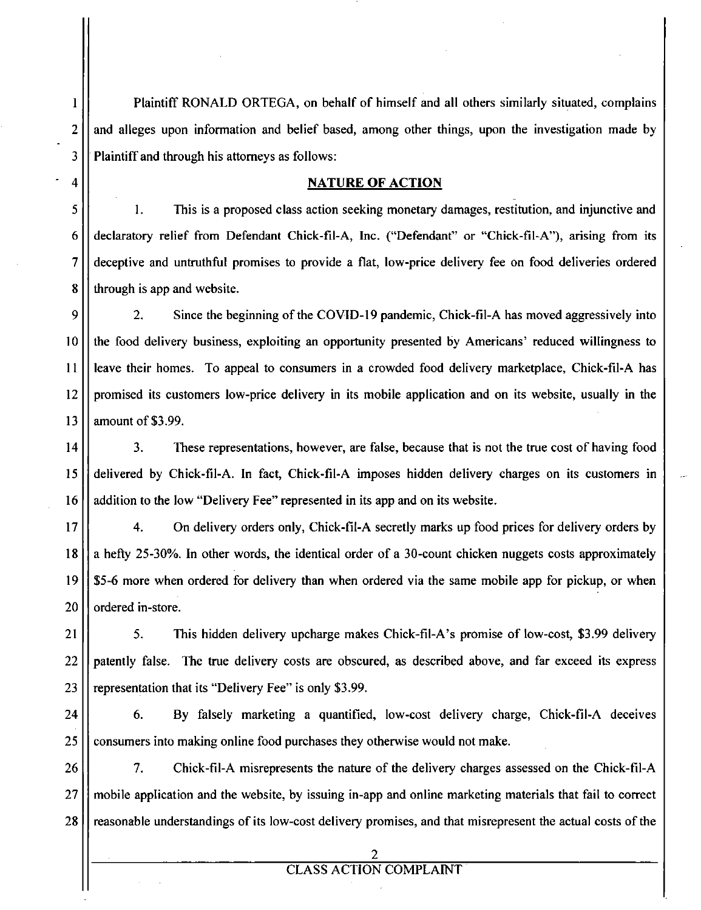Plaintiff RONALD ORTEGA, on behalf of himself and all others similarly situated, complains and alleges upon information and belief based, among other things, upon the investigation made by Plaintiff and through his attorneys as follows:

## NATURE OF ACTION

1. This is a proposed class action seeking monetary damages, restitution, and injunctive and declaratory relief from Defendant Chick-fil-A, Inc. ("Defendant" or "Chick-fil-A"), arising from its deceptive and untruthful promises to provide a flat, low-price delivery fee on food deliveries ordered through is app and website.

2. Since the beginning of the COVID-19 pandemic, Chick-fil-A has moved aggressively into the food delivery business, exploiting an opportunity presented by Americans' reduced willingness to leave their homes. To appeal to consumers in a crowded food delivery marketplace, Chick-fil-A has promised its customers low-price delivery in its mobile application and on its website, usually in the amount of $3.99.

3. These representations, however, are false, because that is not the true cost of having food delivered by Chick-fil-A. In fact, Chick-fil-A imposes hidden delivery charges on its customers in addition to the low "Delivery Fee" represented in its app and on its website.

4. On delivery orders only, Chick-fil-A secretly marks up food prices for delivery orders by a hefty 25-30%. In other words, the identical order of a 30-count chicken nuggets costs approximately $5-6 more when ordered for delivery than when ordered via the same mobile app for pickup, or when ordered in-store.

5. This hidden delivery upcharge makes Chick-fil-A's promise of low-cost, $3.99 delivery patently false. The true delivery costs are obscured, as described above, and far exceed its express representation that its "Delivery Fee" is only $3.99.

6. By falsely marketing a quantified, low-cost delivery charge, Chick-fil-A deceives consumers into making online food purchases they otherwise would not make.

7. Chick-fil-A misrepresents the nature of the delivery charges assessed on the Chick-fil-A mobile application and the website, by issuing in-app and online marketing materials that fail to correct reasonable understandings of its low-cost delivery promises, and that misrepresent the actual costs of the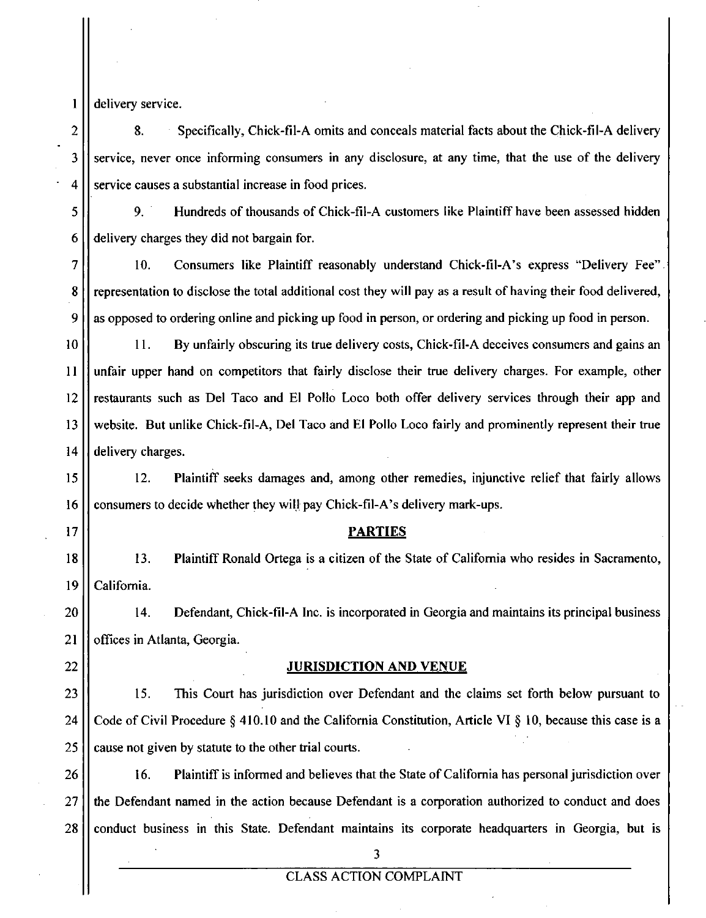delivery service.

8. Specifically, Chick-fil-A omits and conceals material facts about the Chick-fil-A delivery service, never once informing consumers in any disclosure, at any time, that the use of the delivery service causes a substantial increase in food prices.

9. Hundreds of thousands of Chick-fil-A customers like Plaintiff have been assessed hidden delivery charges they did not bargain for.

10. Consumers like Plaintiff reasonably understand Chick-fil-A's express "Delivery Fee" representation to disclose the total additional cost they will pay as a result of having their food delivered, as opposed to ordering online and picking up food in person, or ordering and picking up food in person.

11. By unfairly obscuring its true delivery costs, Chick-fil-A deceives consumers and gains an unfair upper hand on competitors that fairly disclose their true delivery charges. For example, other restaurants such as Del Taco and El Pollo Loco both offer delivery services through their app and website. But unlike Chick-fil-A, Del Taco and El Pollo Loco fairly and prominently represent their true delivery charges.

12. Plaintiff seeks damages and, among other remedies, injunctive relief that fairly allows consumers to decide whether they will pay Chick-fil-A's delivery mark-ups.

## PARTIES

13. Plaintiff Ronald Ortega is a citizen of the State of California who resides in Sacramento, California.

14. Defendant, Chick-fil-A Inc. is incorporated in Georgia and maintains its principal business offices in Atlanta, Georgia.

## JURISDICTION AND VENUE

15. This Court has jurisdiction over Defendant and the claims set forth below pursuant to Code of Civil Procedure § 410.10 and the California Constitution, Article VI § 10, because this case is a cause not given by statute to the other trial courts.

16. Plaintiff is informed and believes that the State of California has personal jurisdiction over the Defendant named in the action because Defendant is a corporation authorized to conduct and does conduct business in this State. Defendant maintains its corporate headquarters in Georgia, but is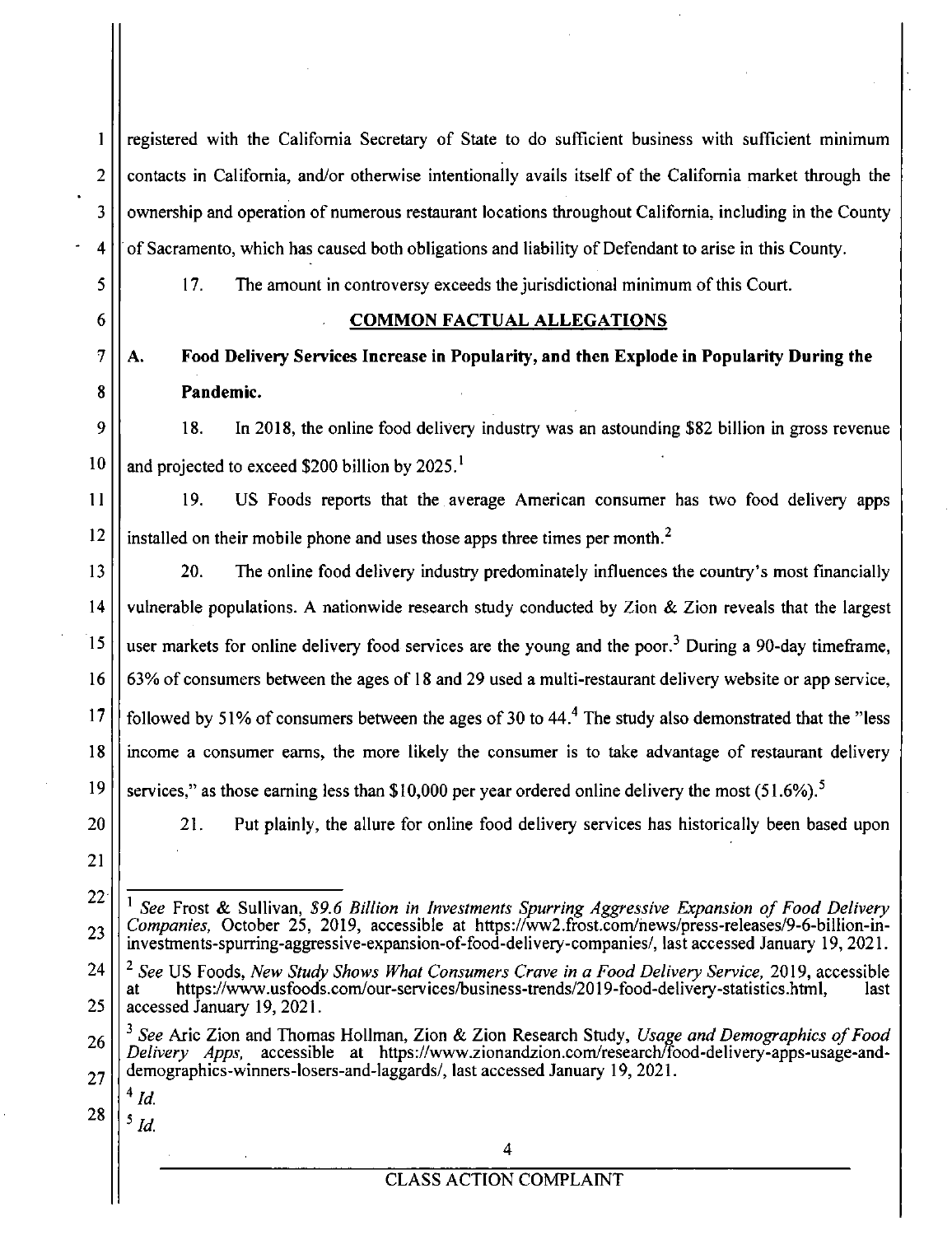registered with the California Secretary of State to do sufficient business with sufficient minimum contacts in California, and/or otherwise intentionally avails itself of the California market through the ownership and operation of numerous restaurant locations throughout California, including in the County of Sacramento, which has caused both obligations and liability of Defendant to arise in this County.

17. The amount in controversy exceeds the jurisdictional minimum of this Court.

## COMMON FACTUAL ALLEGATIONS

### A. Food Delivery Services Increase in Popularity, and then Explode in Popularity During the Pandemic.

18. In 2018, the online food delivery industry was an astounding $82 billion in gross revenue and projected to exceed $200 billion by 2025.[1]

19. US Foods reports that the average American consumer has two food delivery apps installed on their mobile phone and uses those apps three times per month.[2]

20. The online food delivery industry predominately influences the country's most financially vulnerable populations. A nationwide research study conducted by Zion & Zion reveals that the largest user markets for online delivery food services are the young and the poor.[3] During a 90-day timeframe, 63% of consumers between the ages of 18 and 29 used a multi-restaurant delivery website or app service, followed by 51% of consumers between the ages of 30 to 44.[4] The study also demonstrated that the "less income a consumer earns, the more likely the consumer is to take advantage of restaurant delivery services," as those earning less than $10,000 per year ordered online delivery the most (51.6%).[5]

21. Put plainly, the allure for online food delivery services has historically been based upon

---

[1] *See* Frost & Sullivan, *$9.6 Billion in Investments Spurring Aggressive Expansion of Food Delivery Companies,* October 25, 2019, accessible at https://ww2.frost.com/news/press-releases/9-6-billion-in-investments-spurring-aggressive-expansion-of-food-delivery-companies/, last accessed January 19, 2021.

[2] *See* US Foods, *New Study Shows What Consumers Crave in a Food Delivery Service,* 2019, accessible at https://www.usfoods.com/our-services/business-trends/2019-food-delivery-statistics.html, last accessed January 19, 2021.

[3] *See* Aric Zion and Thomas Hollman, Zion & Zion Research Study, *Usage and Demographics of Food Delivery Apps,* accessible at https://www.zionandzion.com/research/food-delivery-apps-usage-and-demographics-winners-losers-and-laggards/, last accessed January 19, 2021.

[4] *Id.*

[5] *Id.*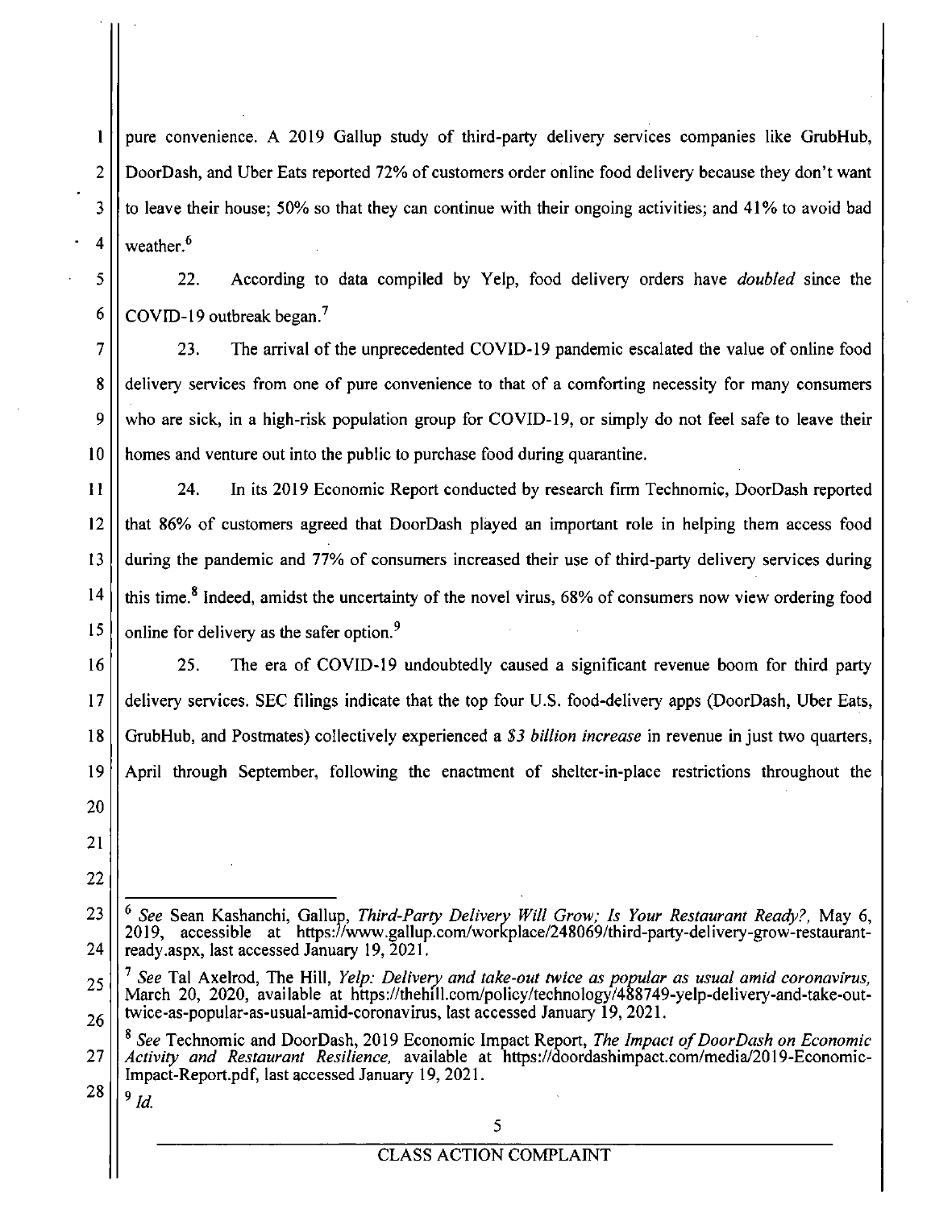pure convenience. A 2019 Gallup study of third-party delivery services companies like GrubHub, DoorDash, and Uber Eats reported 72% of customers order online food delivery because they don't want to leave their house; 50% so that they can continue with their ongoing activities; and 41% to avoid bad weather.[6]

22. According to data compiled by Yelp, food delivery orders have *doubled* since the COVID-19 outbreak began.[7]

23. The arrival of the unprecedented COVID-19 pandemic escalated the value of online food delivery services from one of pure convenience to that of a comforting necessity for many consumers who are sick, in a high-risk population group for COVID-19, or simply do not feel safe to leave their homes and venture out into the public to purchase food during quarantine.

24. In its 2019 Economic Report conducted by research firm Technomic, DoorDash reported that 86% of customers agreed that DoorDash played an important role in helping them access food during the pandemic and 77% of consumers increased their use of third-party delivery services during this time.[8] Indeed, amidst the uncertainty of the novel virus, 68% of consumers now view ordering food online for delivery as the safer option.[9]

25. The era of COVID-19 undoubtedly caused a significant revenue boom for third party delivery services. SEC filings indicate that the top four U.S. food-delivery apps (DoorDash, Uber Eats, GrubHub, and Postmates) collectively experienced a *$3 billion increase* in revenue in just two quarters, April through September, following the enactment of shelter-in-place restrictions throughout the

---

[6] *See* Sean Kashanchi, Gallup, *Third-Party Delivery Will Grow; Is Your Restaurant Ready?,* May 6, 2019, accessible at https://www.gallup.com/workplace/248069/third-party-delivery-grow-restaurant-ready.aspx, last accessed January 19, 2021.

[7] *See* Tal Axelrod, The Hill, *Yelp: Delivery and take-out twice as popular as usual amid coronavirus,* March 20, 2020, available at https://thehill.com/policy/technology/488749-yelp-delivery-and-take-out-twice-as-popular-as-usual-amid-coronavirus, last accessed January 19, 2021.

[8] *See* Technomic and DoorDash, 2019 Economic Impact Report, *The Impact of DoorDash on Economic Activity and Restaurant Resilience,* available at https://doordashimpact.com/media/2019-Economic-Impact-Report.pdf, last accessed January 19, 2021.

[9] *Id.*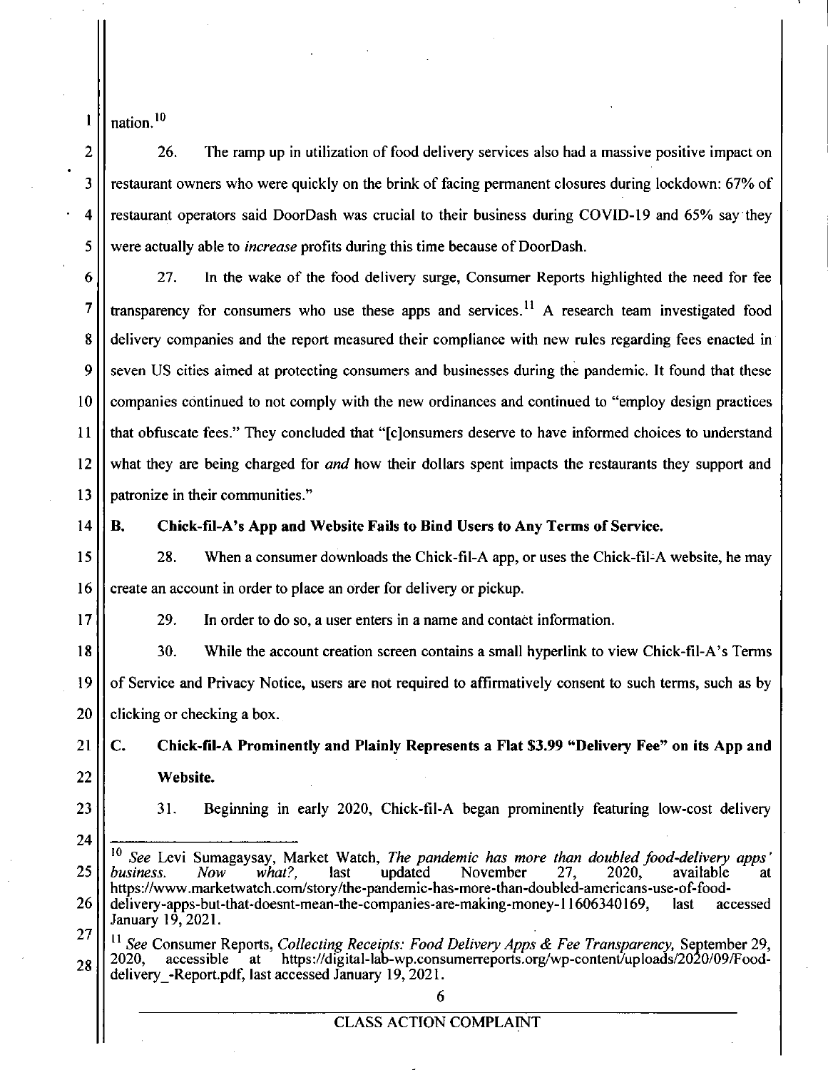nation.[10]

26. The ramp up in utilization of food delivery services also had a massive positive impact on restaurant owners who were quickly on the brink of facing permanent closures during lockdown: 67% of restaurant operators said DoorDash was crucial to their business during COVID-19 and 65% say they were actually able to *increase* profits during this time because of DoorDash.

27. In the wake of the food delivery surge, Consumer Reports highlighted the need for fee transparency for consumers who use these apps and services.[11] A research team investigated food delivery companies and the report measured their compliance with new rules regarding fees enacted in seven US cities aimed at protecting consumers and businesses during the pandemic. It found that these companies continued to not comply with the new ordinances and continued to "employ design practices that obfuscate fees." They concluded that "[c]onsumers deserve to have informed choices to understand what they are being charged for *and* how their dollars spent impacts the restaurants they support and patronize in their communities."

### B. Chick-fil-A's App and Website Fails to Bind Users to Any Terms of Service.

28. When a consumer downloads the Chick-fil-A app, or uses the Chick-fil-A website, he may create an account in order to place an order for delivery or pickup.

29. In order to do so, a user enters in a name and contact information.

30. While the account creation screen contains a small hyperlink to view Chick-fil-A's Terms of Service and Privacy Notice, users are not required to affirmatively consent to such terms, such as by clicking or checking a box.

### C. Chick-fil-A Prominently and Plainly Represents a Flat $3.99 "Delivery Fee" on its App and Website.

31. Beginning in early 2020, Chick-fil-A began prominently featuring low-cost delivery

---

[10] *See* Levi Sumagaysay, Market Watch, *The pandemic has more than doubled food-delivery apps' business. Now what?,* last updated November 27, 2020, available at https://www.marketwatch.com/story/the-pandemic-has-more-than-doubled-americans-use-of-food-delivery-apps-but-that-doesnt-mean-the-companies-are-making-money-11606340169, last accessed January 19, 2021.

[11] *See* Consumer Reports, *Collecting Receipts: Food Delivery Apps & Fee Transparency,* September 29, 2020, accessible at https://digital-lab-wp.consumerreports.org/wp-content/uploads/2020/09/Food-delivery_-Report.pdf, last accessed January 19, 2021.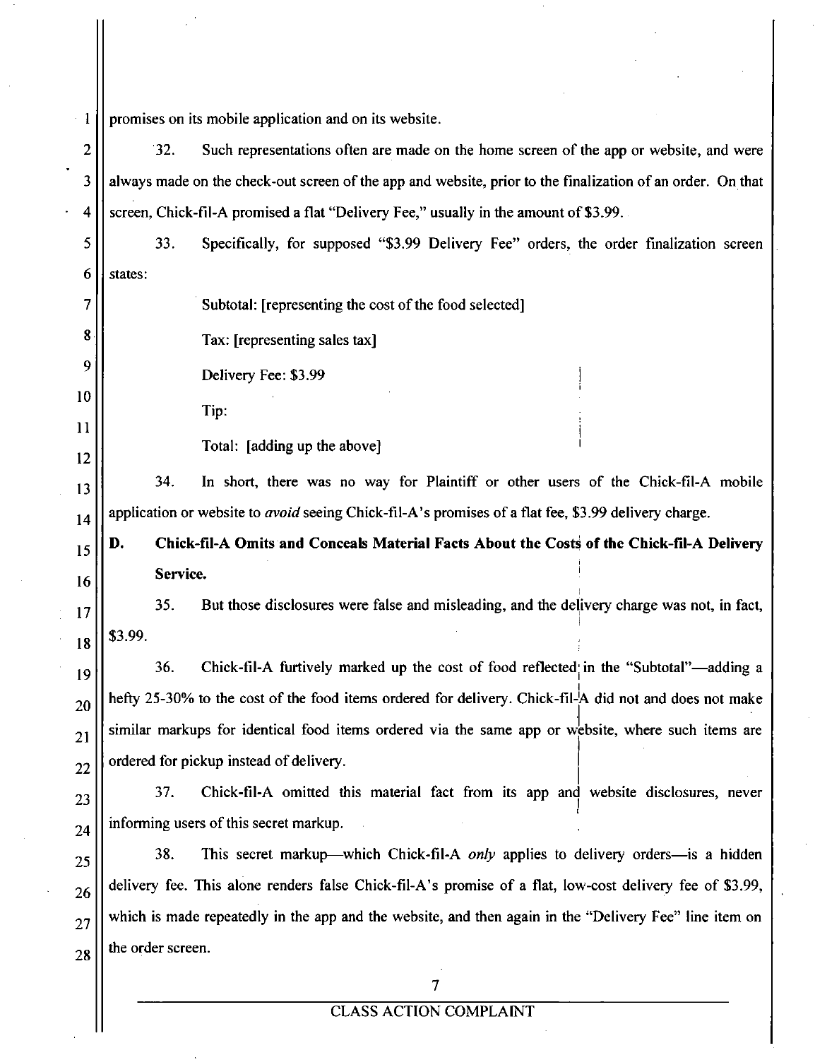promises on its mobile application and on its website.

32. Such representations often are made on the home screen of the app or website, and were always made on the check-out screen of the app and website, prior to the finalization of an order. On that screen, Chick-fil-A promised a flat "Delivery Fee," usually in the amount of $3.99.

33. Specifically, for supposed "$3.99 Delivery Fee" orders, the order finalization screen states:

> Subtotal: [representing the cost of the food selected]
>
> Tax: [representing sales tax]
>
> Delivery Fee: $3.99
>
> Tip:
>
> Total: [adding up the above]

34. In short, there was no way for Plaintiff or other users of the Chick-fil-A mobile application or website to *avoid* seeing Chick-fil-A's promises of a flat fee, $3.99 delivery charge.

**D. Chick-fil-A Omits and Conceals Material Facts About the Costs of the Chick-fil-A Delivery Service.**

35. But those disclosures were false and misleading, and the delivery charge was not, in fact, $3.99.

36. Chick-fil-A furtively marked up the cost of food reflected in the "Subtotal"—adding a hefty 25-30% to the cost of the food items ordered for delivery. Chick-fil-A did not and does not make similar markups for identical food items ordered via the same app or website, where such items are ordered for pickup instead of delivery.

37. Chick-fil-A omitted this material fact from its app and website disclosures, never informing users of this secret markup.

38. This secret markup—which Chick-fil-A *only* applies to delivery orders—is a hidden delivery fee. This alone renders false Chick-fil-A's promise of a flat, low-cost delivery fee of $3.99, which is made repeatedly in the app and the website, and then again in the "Delivery Fee" line item on the order screen.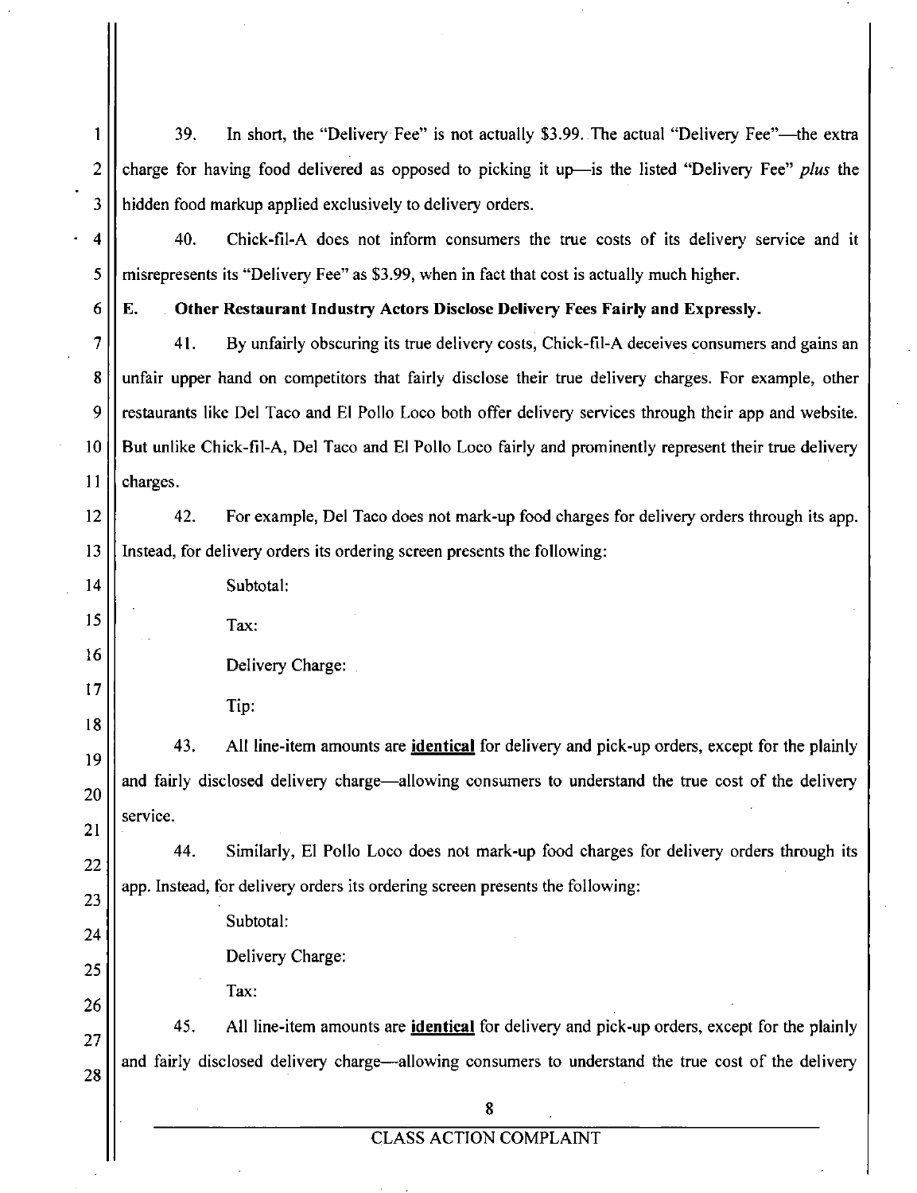39. In short, the "Delivery Fee" is not actually \$3.99. The actual "Delivery Fee"—the extra charge for having food delivered as opposed to picking it up—is the listed "Delivery Fee" *plus* the hidden food markup applied exclusively to delivery orders.

40. Chick-fil-A does not inform consumers the true costs of its delivery service and it misrepresents its "Delivery Fee" as \$3.99, when in fact that cost is actually much higher.

**E. Other Restaurant Industry Actors Disclose Delivery Fees Fairly and Expressly.**

41. By unfairly obscuring its true delivery costs, Chick-fil-A deceives consumers and gains an unfair upper hand on competitors that fairly disclose their true delivery charges. For example, other restaurants like Del Taco and El Pollo Loco both offer delivery services through their app and website. But unlike Chick-fil-A, Del Taco and El Pollo Loco fairly and prominently represent their true delivery charges.

42. For example, Del Taco does not mark-up food charges for delivery orders through its app. Instead, for delivery orders its ordering screen presents the following:

Subtotal:

Tax:

Delivery Charge:

Tip:

43. All line-item amounts are **identical** for delivery and pick-up orders, except for the plainly and fairly disclosed delivery charge—allowing consumers to understand the true cost of the delivery service.

44. Similarly, El Pollo Loco does not mark-up food charges for delivery orders through its app. Instead, for delivery orders its ordering screen presents the following:

Subtotal:

Delivery Charge:

Tax:

45. All line-item amounts are **identical** for delivery and pick-up orders, except for the plainly and fairly disclosed delivery charge—allowing consumers to understand the true cost of the delivery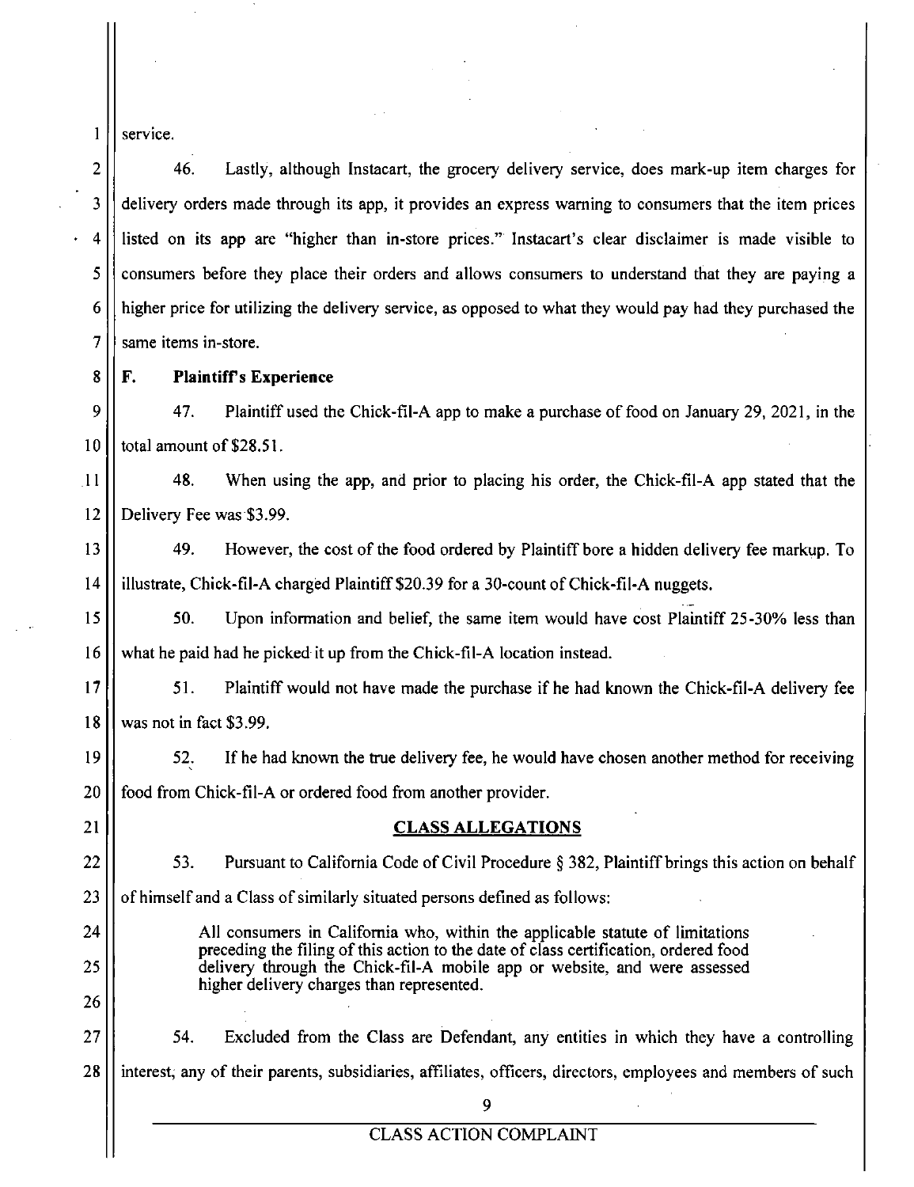service.

46. Lastly, although Instacart, the grocery delivery service, does mark-up item charges for delivery orders made through its app, it provides an express warning to consumers that the item prices listed on its app are "higher than in-store prices." Instacart's clear disclaimer is made visible to consumers before they place their orders and allows consumers to understand that they are paying a higher price for utilizing the delivery service, as opposed to what they would pay had they purchased the same items in-store.

### F. Plaintiff's Experience

47. Plaintiff used the Chick-fil-A app to make a purchase of food on January 29, 2021, in the total amount of $28.51.

48. When using the app, and prior to placing his order, the Chick-fil-A app stated that the Delivery Fee was $3.99.

49. However, the cost of the food ordered by Plaintiff bore a hidden delivery fee markup. To illustrate, Chick-fil-A charged Plaintiff $20.39 for a 30-count of Chick-fil-A nuggets.

50. Upon information and belief, the same item would have cost Plaintiff 25-30% less than what he paid had he picked it up from the Chick-fil-A location instead.

51. Plaintiff would not have made the purchase if he had known the Chick-fil-A delivery fee was not in fact $3.99.

52. If he had known the true delivery fee, he would have chosen another method for receiving food from Chick-fil-A or ordered food from another provider.

## CLASS ALLEGATIONS

53. Pursuant to California Code of Civil Procedure § 382, Plaintiff brings this action on behalf of himself and a Class of similarly situated persons defined as follows:

> All consumers in California who, within the applicable statute of limitations preceding the filing of this action to the date of class certification, ordered food delivery through the Chick-fil-A mobile app or website, and were assessed higher delivery charges than represented.

54. Excluded from the Class are Defendant, any entities in which they have a controlling interest, any of their parents, subsidiaries, affiliates, officers, directors, employees and members of such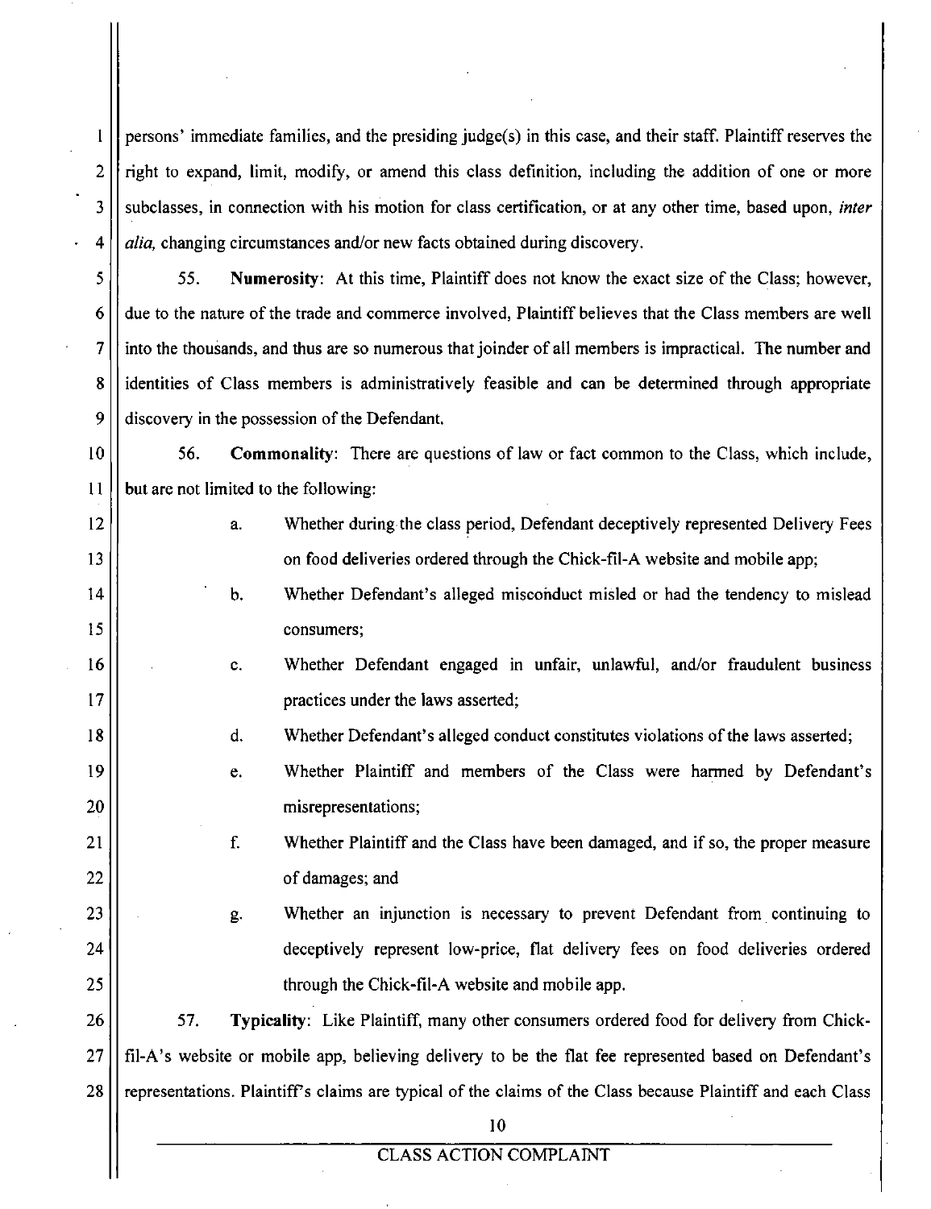persons' immediate families, and the presiding judge(s) in this case, and their staff. Plaintiff reserves the right to expand, limit, modify, or amend this class definition, including the addition of one or more subclasses, in connection with his motion for class certification, or at any other time, based upon, *inter alia,* changing circumstances and/or new facts obtained during discovery.

55. **Numerosity**: At this time, Plaintiff does not know the exact size of the Class; however, due to the nature of the trade and commerce involved, Plaintiff believes that the Class members are well into the thousands, and thus are so numerous that joinder of all members is impractical. The number and identities of Class members is administratively feasible and can be determined through appropriate discovery in the possession of the Defendant.

56. **Commonality**: There are questions of law or fact common to the Class, which include, but are not limited to the following:

a. Whether during the class period, Defendant deceptively represented Delivery Fees on food deliveries ordered through the Chick-fil-A website and mobile app;

b. Whether Defendant's alleged misconduct misled or had the tendency to mislead consumers;

c. Whether Defendant engaged in unfair, unlawful, and/or fraudulent business practices under the laws asserted;

d. Whether Defendant's alleged conduct constitutes violations of the laws asserted;

e. Whether Plaintiff and members of the Class were harmed by Defendant's misrepresentations;

f. Whether Plaintiff and the Class have been damaged, and if so, the proper measure of damages; and

g. Whether an injunction is necessary to prevent Defendant from continuing to deceptively represent low-price, flat delivery fees on food deliveries ordered through the Chick-fil-A website and mobile app.

57. **Typicality**: Like Plaintiff, many other consumers ordered food for delivery from Chick-fil-A's website or mobile app, believing delivery to be the flat fee represented based on Defendant's representations. Plaintiff's claims are typical of the claims of the Class because Plaintiff and each Class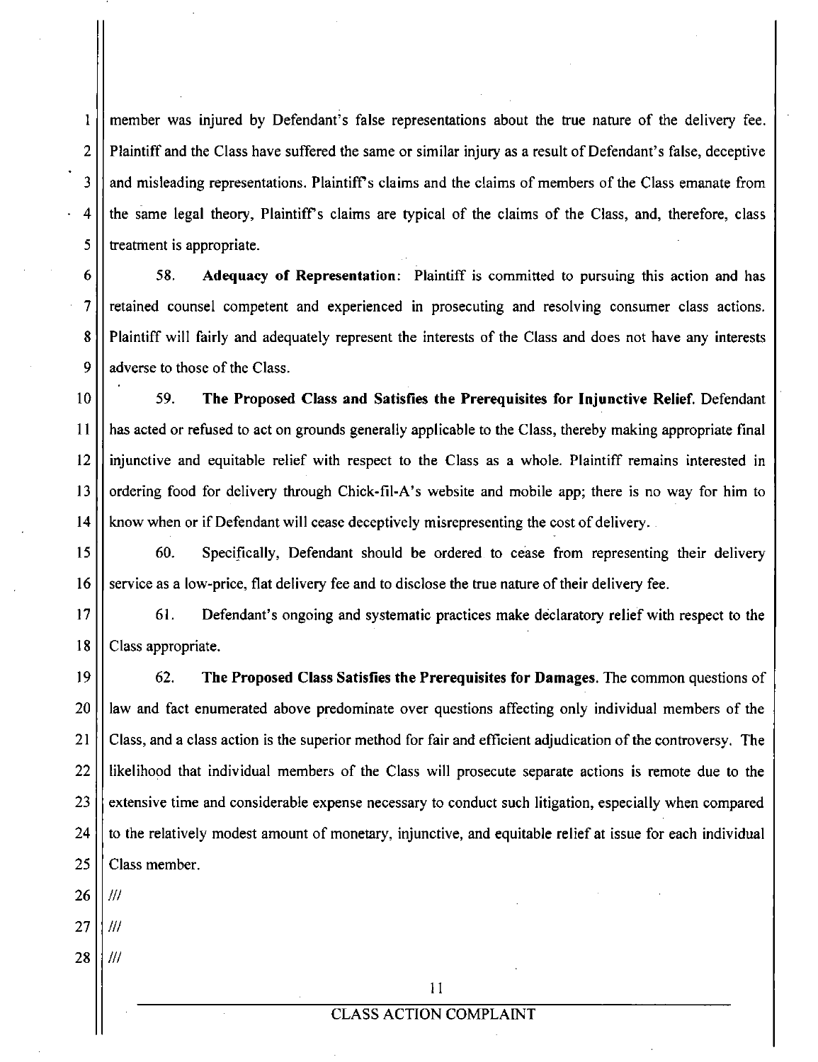member was injured by Defendant's false representations about the true nature of the delivery fee. Plaintiff and the Class have suffered the same or similar injury as a result of Defendant's false, deceptive and misleading representations. Plaintiff's claims and the claims of members of the Class emanate from the same legal theory, Plaintiff's claims are typical of the claims of the Class, and, therefore, class treatment is appropriate.

58. **Adequacy of Representation**: Plaintiff is committed to pursuing this action and has retained counsel competent and experienced in prosecuting and resolving consumer class actions. Plaintiff will fairly and adequately represent the interests of the Class and does not have any interests adverse to those of the Class.

59. **The Proposed Class and Satisfies the Prerequisites for Injunctive Relief.** Defendant has acted or refused to act on grounds generally applicable to the Class, thereby making appropriate final injunctive and equitable relief with respect to the Class as a whole. Plaintiff remains interested in ordering food for delivery through Chick-fil-A's website and mobile app; there is no way for him to know when or if Defendant will cease deceptively misrepresenting the cost of delivery.

60. Specifically, Defendant should be ordered to cease from representing their delivery service as a low-price, flat delivery fee and to disclose the true nature of their delivery fee.

61. Defendant's ongoing and systematic practices make declaratory relief with respect to the Class appropriate.

62. **The Proposed Class Satisfies the Prerequisites for Damages.** The common questions of law and fact enumerated above predominate over questions affecting only individual members of the Class, and a class action is the superior method for fair and efficient adjudication of the controversy. The likelihood that individual members of the Class will prosecute separate actions is remote due to the extensive time and considerable expense necessary to conduct such litigation, especially when compared to the relatively modest amount of monetary, injunctive, and equitable relief at issue for each individual Class member.

///

///

///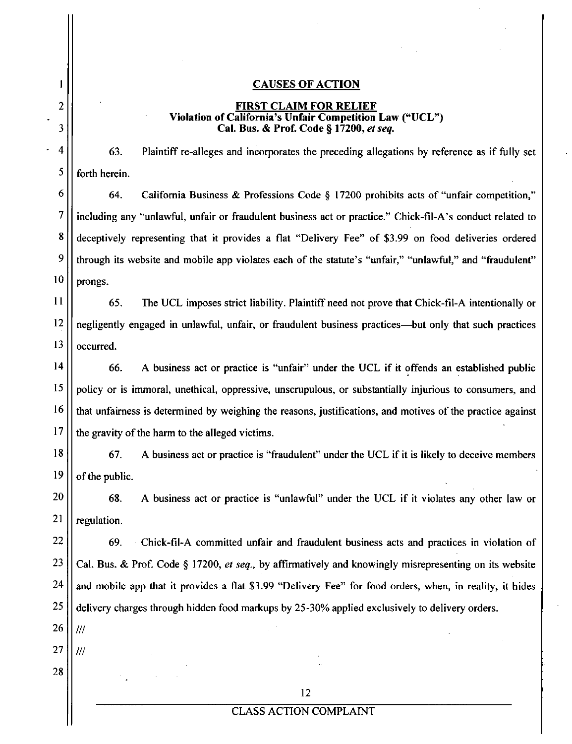## CAUSES OF ACTION

### FIRST CLAIM FOR RELIEF
**Violation of California's Unfair Competition Law ("UCL")**
**Cal. Bus. & Prof. Code § 17200, *et seq.***

63. Plaintiff re-alleges and incorporates the preceding allegations by reference as if fully set forth herein.

64. California Business & Professions Code § 17200 prohibits acts of "unfair competition," including any "unlawful, unfair or fraudulent business act or practice." Chick-fil-A's conduct related to deceptively representing that it provides a flat "Delivery Fee" of $3.99 on food deliveries ordered through its website and mobile app violates each of the statute's "unfair," "unlawful," and "fraudulent" prongs.

65. The UCL imposes strict liability. Plaintiff need not prove that Chick-fil-A intentionally or negligently engaged in unlawful, unfair, or fraudulent business practices—but only that such practices occurred.

66. A business act or practice is "unfair" under the UCL if it offends an established public policy or is immoral, unethical, oppressive, unscrupulous, or substantially injurious to consumers, and that unfairness is determined by weighing the reasons, justifications, and motives of the practice against the gravity of the harm to the alleged victims.

67. A business act or practice is "fraudulent" under the UCL if it is likely to deceive members of the public.

68. A business act or practice is "unlawful" under the UCL if it violates any other law or regulation.

69. Chick-fil-A committed unfair and fraudulent business acts and practices in violation of Cal. Bus. & Prof. Code § 17200, *et seq.*, by affirmatively and knowingly misrepresenting on its website and mobile app that it provides a flat $3.99 "Delivery Fee" for food orders, when, in reality, it hides delivery charges through hidden food markups by 25-30% applied exclusively to delivery orders.

///

///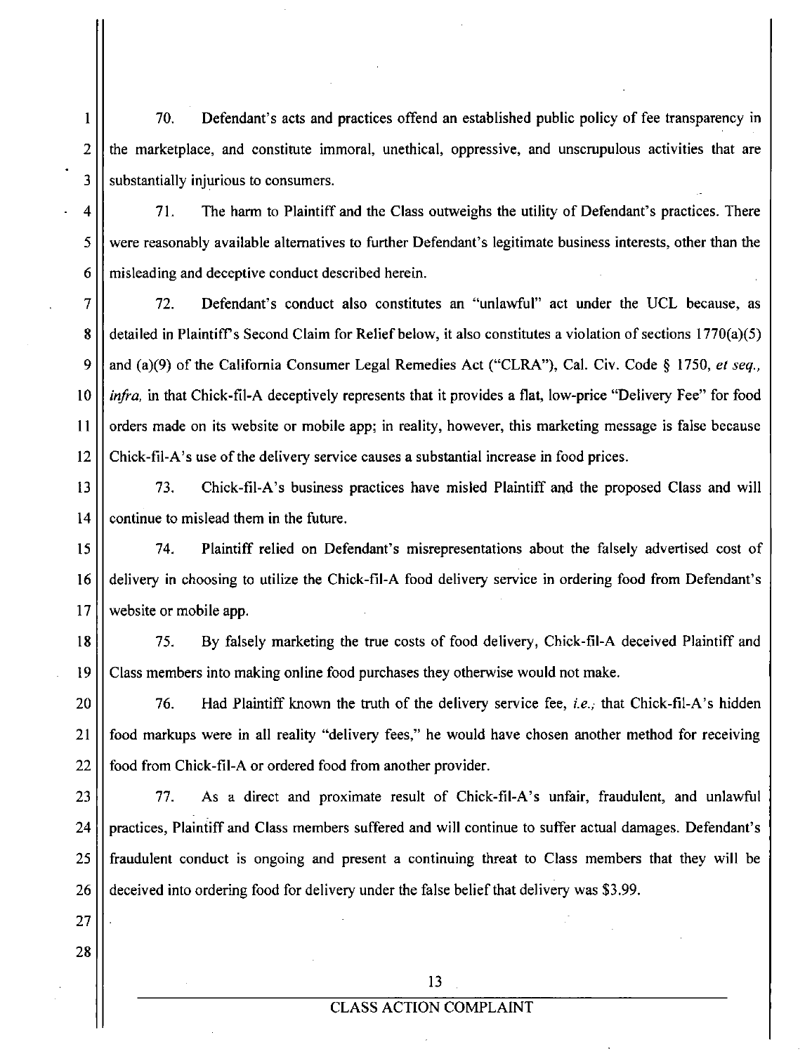70. Defendant's acts and practices offend an established public policy of fee transparency in the marketplace, and constitute immoral, unethical, oppressive, and unscrupulous activities that are substantially injurious to consumers.

71. The harm to Plaintiff and the Class outweighs the utility of Defendant's practices. There were reasonably available alternatives to further Defendant's legitimate business interests, other than the misleading and deceptive conduct described herein.

72. Defendant's conduct also constitutes an "unlawful" act under the UCL because, as detailed in Plaintiff's Second Claim for Relief below, it also constitutes a violation of sections 1770(a)(5) and (a)(9) of the California Consumer Legal Remedies Act ("CLRA"), Cal. Civ. Code § 1750, *et seq., infra,* in that Chick-fil-A deceptively represents that it provides a flat, low-price "Delivery Fee" for food orders made on its website or mobile app; in reality, however, this marketing message is false because Chick-fil-A's use of the delivery service causes a substantial increase in food prices.

73. Chick-fil-A's business practices have misled Plaintiff and the proposed Class and will continue to mislead them in the future.

74. Plaintiff relied on Defendant's misrepresentations about the falsely advertised cost of delivery in choosing to utilize the Chick-fil-A food delivery service in ordering food from Defendant's website or mobile app.

75. By falsely marketing the true costs of food delivery, Chick-fil-A deceived Plaintiff and Class members into making online food purchases they otherwise would not make.

76. Had Plaintiff known the truth of the delivery service fee, *i.e.,* that Chick-fil-A's hidden food markups were in all reality "delivery fees," he would have chosen another method for receiving food from Chick-fil-A or ordered food from another provider.

77. As a direct and proximate result of Chick-fil-A's unfair, fraudulent, and unlawful practices, Plaintiff and Class members suffered and will continue to suffer actual damages. Defendant's fraudulent conduct is ongoing and present a continuing threat to Class members that they will be deceived into ordering food for delivery under the false belief that delivery was $3.99.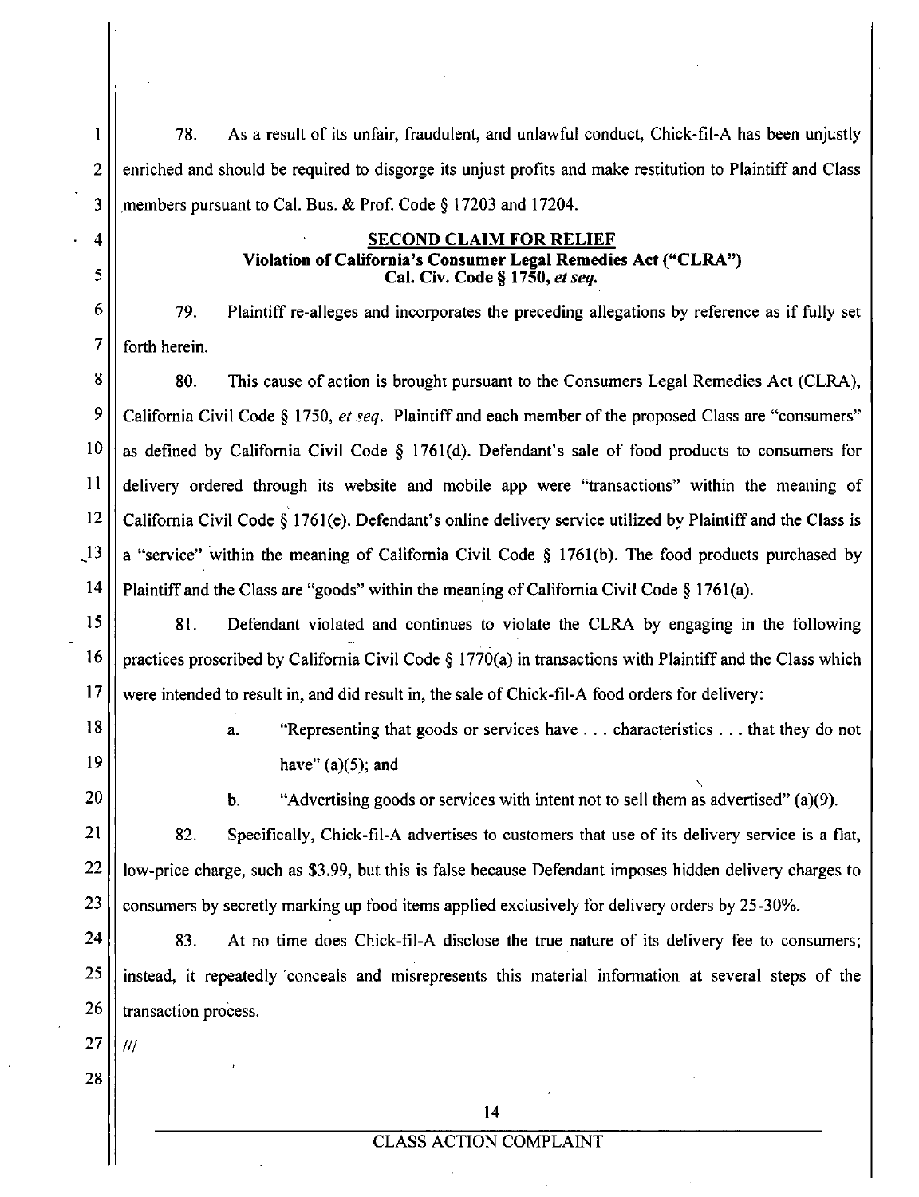78. As a result of its unfair, fraudulent, and unlawful conduct, Chick-fil-A has been unjustly enriched and should be required to disgorge its unjust profits and make restitution to Plaintiff and Class members pursuant to Cal. Bus. & Prof. Code § 17203 and 17204.

**SECOND CLAIM FOR RELIEF**
**Violation of California's Consumer Legal Remedies Act ("CLRA")**
**Cal. Civ. Code § 1750, *et seq.***

79. Plaintiff re-alleges and incorporates the preceding allegations by reference as if fully set forth herein.

80. This cause of action is brought pursuant to the Consumers Legal Remedies Act (CLRA), California Civil Code § 1750, *et seq.* Plaintiff and each member of the proposed Class are "consumers" as defined by California Civil Code § 1761(d). Defendant's sale of food products to consumers for delivery ordered through its website and mobile app were "transactions" within the meaning of California Civil Code § 1761(e). Defendant's online delivery service utilized by Plaintiff and the Class is a "service" within the meaning of California Civil Code § 1761(b). The food products purchased by Plaintiff and the Class are "goods" within the meaning of California Civil Code § 1761(a).

81. Defendant violated and continues to violate the CLRA by engaging in the following practices proscribed by California Civil Code § 1770(a) in transactions with Plaintiff and the Class which were intended to result in, and did result in, the sale of Chick-fil-A food orders for delivery:

a. "Representing that goods or services have . . . characteristics . . . that they do not have" (a)(5); and

b. "Advertising goods or services with intent not to sell them as advertised" (a)(9).

82. Specifically, Chick-fil-A advertises to customers that use of its delivery service is a flat, low-price charge, such as $3.99, but this is false because Defendant imposes hidden delivery charges to consumers by secretly marking up food items applied exclusively for delivery orders by 25-30%.

83. At no time does Chick-fil-A disclose the true nature of its delivery fee to consumers; instead, it repeatedly conceals and misrepresents this material information at several steps of the transaction process.

///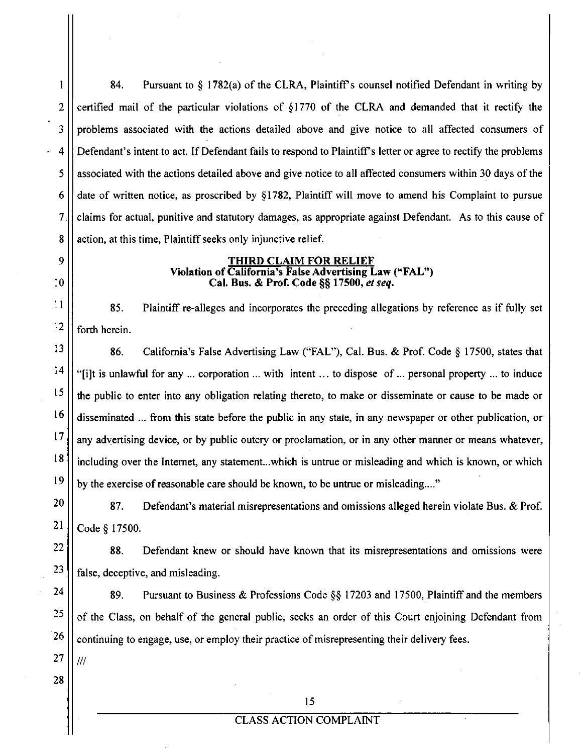84. Pursuant to § 1782(a) of the CLRA, Plaintiff's counsel notified Defendant in writing by certified mail of the particular violations of §1770 of the CLRA and demanded that it rectify the problems associated with the actions detailed above and give notice to all affected consumers of Defendant's intent to act. If Defendant fails to respond to Plaintiff's letter or agree to rectify the problems associated with the actions detailed above and give notice to all affected consumers within 30 days of the date of written notice, as proscribed by §1782, Plaintiff will move to amend his Complaint to pursue claims for actual, punitive and statutory damages, as appropriate against Defendant. As to this cause of action, at this time, Plaintiff seeks only injunctive relief.

## THIRD CLAIM FOR RELIEF
### Violation of California's False Advertising Law ("FAL")
### Cal. Bus. & Prof. Code §§ 17500, *et seq.*

85. Plaintiff re-alleges and incorporates the preceding allegations by reference as if fully set forth herein.

86. California's False Advertising Law ("FAL"), Cal. Bus. & Prof. Code § 17500, states that "[i]t is unlawful for any ... corporation ... with intent ... to dispose of ... personal property ... to induce the public to enter into any obligation relating thereto, to make or disseminate or cause to be made or disseminated ... from this state before the public in any state, in any newspaper or other publication, or any advertising device, or by public outcry or proclamation, or in any other manner or means whatever, including over the Internet, any statement...which is untrue or misleading and which is known, or which by the exercise of reasonable care should be known, to be untrue or misleading...."

87. Defendant's material misrepresentations and omissions alleged herein violate Bus. & Prof. Code § 17500.

88. Defendant knew or should have known that its misrepresentations and omissions were false, deceptive, and misleading.

89. Pursuant to Business & Professions Code §§ 17203 and 17500, Plaintiff and the members of the Class, on behalf of the general public, seeks an order of this Court enjoining Defendant from continuing to engage, use, or employ their practice of misrepresenting their delivery fees.

///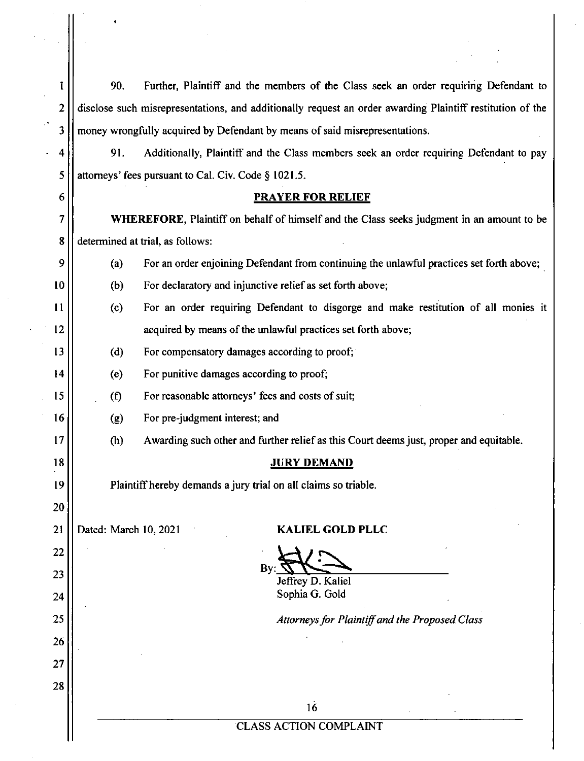90. Further, Plaintiff and the members of the Class seek an order requiring Defendant to disclose such misrepresentations, and additionally request an order awarding Plaintiff restitution of the money wrongfully acquired by Defendant by means of said misrepresentations.

91. Additionally, Plaintiff and the Class members seek an order requiring Defendant to pay attorneys' fees pursuant to Cal. Civ. Code § 1021.5.

## PRAYER FOR RELIEF

**WHEREFORE,** Plaintiff on behalf of himself and the Class seeks judgment in an amount to be determined at trial, as follows:

(a) For an order enjoining Defendant from continuing the unlawful practices set forth above;

(b) For declaratory and injunctive relief as set forth above;

(c) For an order requiring Defendant to disgorge and make restitution of all monies it acquired by means of the unlawful practices set forth above;

(d) For compensatory damages according to proof;

(e) For punitive damages according to proof;

(f) For reasonable attorneys' fees and costs of suit;

(g) For pre-judgment interest; and

(h) Awarding such other and further relief as this Court deems just, proper and equitable.

## JURY DEMAND

Plaintiff hereby demands a jury trial on all claims so triable.

Dated: March 10, 2021

**KALIEL GOLD PLLC**

By: ______________________

Jeffrey D. Kaliel
Sophia G. Gold

*Attorneys for Plaintiff and the Proposed Class*